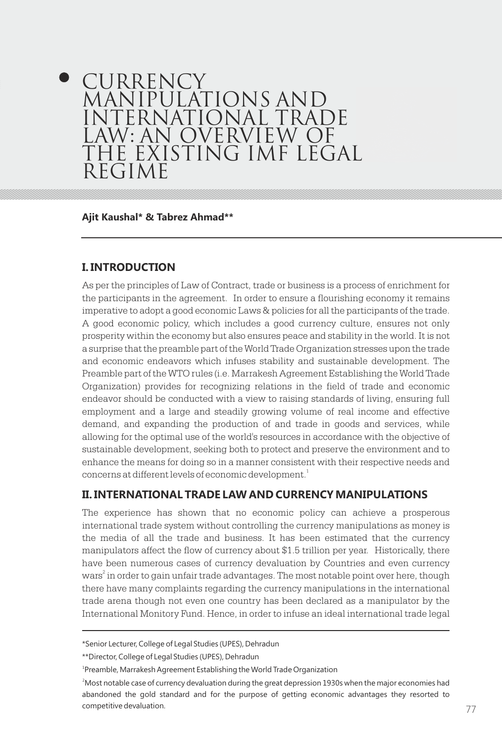# CURRENCY MANIPULATIONS AND INTERNATIONAL TRADE LAW: AN OVERVIEW OF THE EXISTING IMF LEGAL REGIME

**Ajit Kaushal\* & Tabrez Ahmad\*\***

## I. INTRODUCTION

As per the principles of Law of Contract, trade or business is a process of enrichment for the participants in the agreement. In order to ensure a flourishing economy it remains imperative to adopt a good economic Laws & policies for all the participants of the trade. A good economic policy, which includes a good currency culture, ensures not only prosperity within the economy but also ensures peace and stability in the world. It is not a surprise that the preamble part of the World Trade Organization stresses upon the trade and economic endeavors which infuses stability and sustainable development. The Preamble part of the WTO rules (i.e. Marrakesh Agreement Establishing the World Trade Organization) provides for recognizing relations in the field of trade and economic endeavor should be conducted with a view to raising standards of living, ensuring full employment and a large and steadily growing volume of real income and effective demand, and expanding the production of and trade in goods and services, while allowing for the optimal use of the world's resources in accordance with the objective of sustainable development, seeking both to protect and preserve the environment and to enhance the means for doing so in a manner consistent with their respective needs and concerns at different levels of economic development.[1]

## II. INTERNATIONAL TRADE LAW AND CURRENCY MANIPULATIONS

The experience has shown that no economic policy can achieve a prosperous international trade system without controlling the currency manipulations as money is the media of all the trade and business. It has been estimated that the currency manipulators affect the flow of currency about $1.5 trillion per year. Historically, there have been numerous cases of currency devaluation by Countries and even currency wars[2] in order to gain unfair trade advantages. The most notable point over here, though there have many complaints regarding the currency manipulations in the international trade arena though not even one country has been declared as a manipulator by the International Monitory Fund. Hence, in order to infuse an ideal international trade legal

---

\*Senior Lecturer, College of Legal Studies (UPES), Dehradun

\*\*Director, College of Legal Studies (UPES), Dehradun

[1] Preamble, Marrakesh Agreement Establishing the World Trade Organization

[2] Most notable case of currency devaluation during the great depression 1930s when the major economies had abandoned the gold standard and for the purpose of getting economic advantages they resorted to competitive devaluation.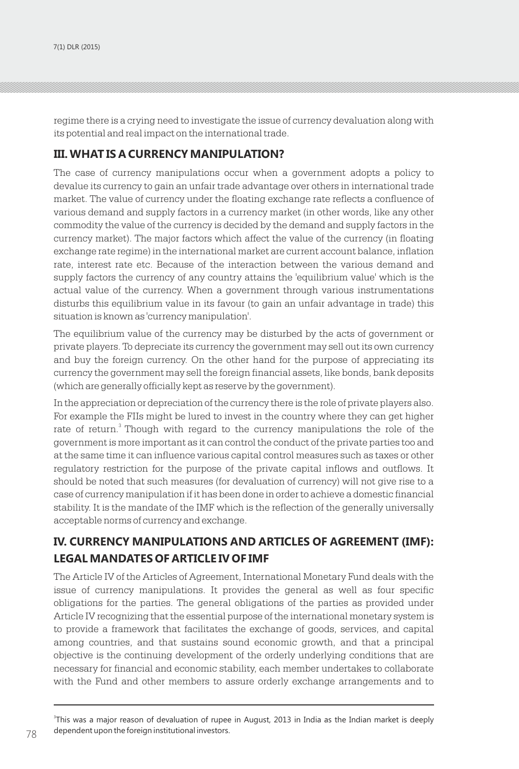regime there is a crying need to investigate the issue of currency devaluation along with its potential and real impact on the international trade.

## III. WHAT IS A CURRENCY MANIPULATION?

The case of currency manipulations occur when a government adopts a policy to devalue its currency to gain an unfair trade advantage over others in international trade market. The value of currency under the floating exchange rate reflects a confluence of various demand and supply factors in a currency market (in other words, like any other commodity the value of the currency is decided by the demand and supply factors in the currency market). The major factors which affect the value of the currency (in floating exchange rate regime) in the international market are current account balance, inflation rate, interest rate etc. Because of the interaction between the various demand and supply factors the currency of any country attains the 'equilibrium value' which is the actual value of the currency. When a government through various instrumentations disturbs this equilibrium value in its favour (to gain an unfair advantage in trade) this situation is known as 'currency manipulation'.

The equilibrium value of the currency may be disturbed by the acts of government or private players. To depreciate its currency the government may sell out its own currency and buy the foreign currency. On the other hand for the purpose of appreciating its currency the government may sell the foreign financial assets, like bonds, bank deposits (which are generally officially kept as reserve by the government).

In the appreciation or depreciation of the currency there is the role of private players also. For example the FIIs might be lured to invest in the country where they can get higher rate of return.[3] Though with regard to the currency manipulations the role of the government is more important as it can control the conduct of the private parties too and at the same time it can influence various capital control measures such as taxes or other regulatory restriction for the purpose of the private capital inflows and outflows. It should be noted that such measures (for devaluation of currency) will not give rise to a case of currency manipulation if it has been done in order to achieve a domestic financial stability. It is the mandate of the IMF which is the reflection of the generally universally acceptable norms of currency and exchange.

## IV. CURRENCY MANIPULATIONS AND ARTICLES OF AGREEMENT (IMF): LEGAL MANDATES OF ARTICLE IV OF IMF

The Article IV of the Articles of Agreement, International Monetary Fund deals with the issue of currency manipulations. It provides the general as well as four specific obligations for the parties. The general obligations of the parties as provided under Article IV recognizing that the essential purpose of the international monetary system is to provide a framework that facilitates the exchange of goods, services, and capital among countries, and that sustains sound economic growth, and that a principal objective is the continuing development of the orderly underlying conditions that are necessary for financial and economic stability, each member undertakes to collaborate with the Fund and other members to assure orderly exchange arrangements and to

---

[3] This was a major reason of devaluation of rupee in August, 2013 in India as the Indian market is deeply dependent upon the foreign institutional investors.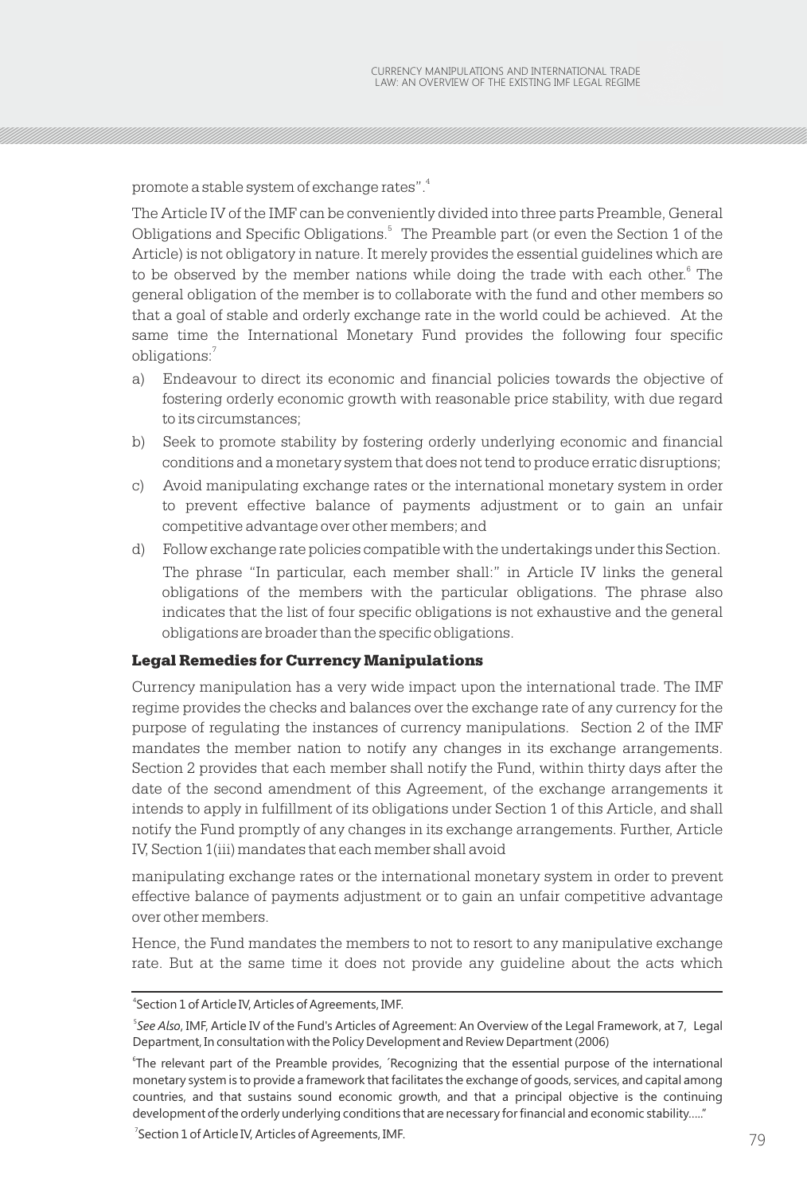promote a stable system of exchange rates".[4]

The Article IV of the IMF can be conveniently divided into three parts Preamble, General Obligations and Specific Obligations.[5] The Preamble part (or even the Section 1 of the Article) is not obligatory in nature. It merely provides the essential guidelines which are to be observed by the member nations while doing the trade with each other.[6] The general obligation of the member is to collaborate with the fund and other members so that a goal of stable and orderly exchange rate in the world could be achieved. At the same time the International Monetary Fund provides the following four specific obligations:[7]

a) Endeavour to direct its economic and financial policies towards the objective of fostering orderly economic growth with reasonable price stability, with due regard to its circumstances;
b) Seek to promote stability by fostering orderly underlying economic and financial conditions and a monetary system that does not tend to produce erratic disruptions;
c) Avoid manipulating exchange rates or the international monetary system in order to prevent effective balance of payments adjustment or to gain an unfair competitive advantage over other members; and
d) Follow exchange rate policies compatible with the undertakings under this Section.

   The phrase "In particular, each member shall:" in Article IV links the general obligations of the members with the particular obligations. The phrase also indicates that the list of four specific obligations is not exhaustive and the general obligations are broader than the specific obligations.

### Legal Remedies for Currency Manipulations

Currency manipulation has a very wide impact upon the international trade. The IMF regime provides the checks and balances over the exchange rate of any currency for the purpose of regulating the instances of currency manipulations. Section 2 of the IMF mandates the member nation to notify any changes in its exchange arrangements. Section 2 provides that each member shall notify the Fund, within thirty days after the date of the second amendment of this Agreement, of the exchange arrangements it intends to apply in fulfillment of its obligations under Section 1 of this Article, and shall notify the Fund promptly of any changes in its exchange arrangements. Further, Article IV, Section 1(iii) mandates that each member shall avoid

manipulating exchange rates or the international monetary system in order to prevent effective balance of payments adjustment or to gain an unfair competitive advantage over other members.

Hence, the Fund mandates the members to not to resort to any manipulative exchange rate. But at the same time it does not provide any guideline about the acts which

---

[4] Section 1 of Article IV, Articles of Agreements, IMF.

[5] *See Also*, IMF, Article IV of the Fund's Articles of Agreement: An Overview of the Legal Framework, at 7, Legal Department, In consultation with the Policy Development and Review Department (2006)

[6] The relevant part of the Preamble provides, ˊRecognizing that the essential purpose of the international monetary system is to provide a framework that facilitates the exchange of goods, services, and capital among countries, and that sustains sound economic growth, and that a principal objective is the continuing development of the orderly underlying conditions that are necessary for financial and economic stability….."

[7] Section 1 of Article IV, Articles of Agreements, IMF.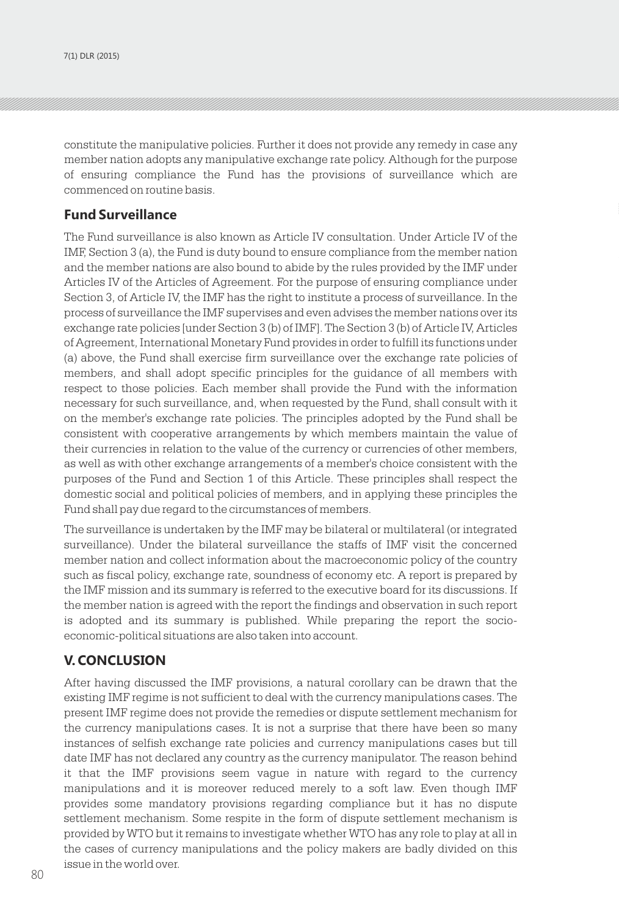constitute the manipulative policies. Further it does not provide any remedy in case any member nation adopts any manipulative exchange rate policy. Although for the purpose of ensuring compliance the Fund has the provisions of surveillance which are commenced on routine basis.

### Fund Surveillance

The Fund surveillance is also known as Article IV consultation. Under Article IV of the IMF, Section 3 (a), the Fund is duty bound to ensure compliance from the member nation and the member nations are also bound to abide by the rules provided by the IMF under Articles IV of the Articles of Agreement. For the purpose of ensuring compliance under Section 3, of Article IV, the IMF has the right to institute a process of surveillance. In the process of surveillance the IMF supervises and even advises the member nations over its exchange rate policies [under Section 3 (b) of IMF]. The Section 3 (b) of Article IV, Articles of Agreement, International Monetary Fund provides in order to fulfill its functions under (a) above, the Fund shall exercise firm surveillance over the exchange rate policies of members, and shall adopt specific principles for the guidance of all members with respect to those policies. Each member shall provide the Fund with the information necessary for such surveillance, and, when requested by the Fund, shall consult with it on the member's exchange rate policies. The principles adopted by the Fund shall be consistent with cooperative arrangements by which members maintain the value of their currencies in relation to the value of the currency or currencies of other members, as well as with other exchange arrangements of a member's choice consistent with the purposes of the Fund and Section 1 of this Article. These principles shall respect the domestic social and political policies of members, and in applying these principles the Fund shall pay due regard to the circumstances of members.

The surveillance is undertaken by the IMF may be bilateral or multilateral (or integrated surveillance). Under the bilateral surveillance the staffs of IMF visit the concerned member nation and collect information about the macroeconomic policy of the country such as fiscal policy, exchange rate, soundness of economy etc. A report is prepared by the IMF mission and its summary is referred to the executive board for its discussions. If the member nation is agreed with the report the findings and observation in such report is adopted and its summary is published. While preparing the report the socio-economic-political situations are also taken into account.

## V. CONCLUSION

After having discussed the IMF provisions, a natural corollary can be drawn that the existing IMF regime is not sufficient to deal with the currency manipulations cases. The present IMF regime does not provide the remedies or dispute settlement mechanism for the currency manipulations cases. It is not a surprise that there have been so many instances of selfish exchange rate policies and currency manipulations cases but till date IMF has not declared any country as the currency manipulator. The reason behind it that the IMF provisions seem vague in nature with regard to the currency manipulations and it is moreover reduced merely to a soft law. Even though IMF provides some mandatory provisions regarding compliance but it has no dispute settlement mechanism. Some respite in the form of dispute settlement mechanism is provided by WTO but it remains to investigate whether WTO has any role to play at all in the cases of currency manipulations and the policy makers are badly divided on this issue in the world over.